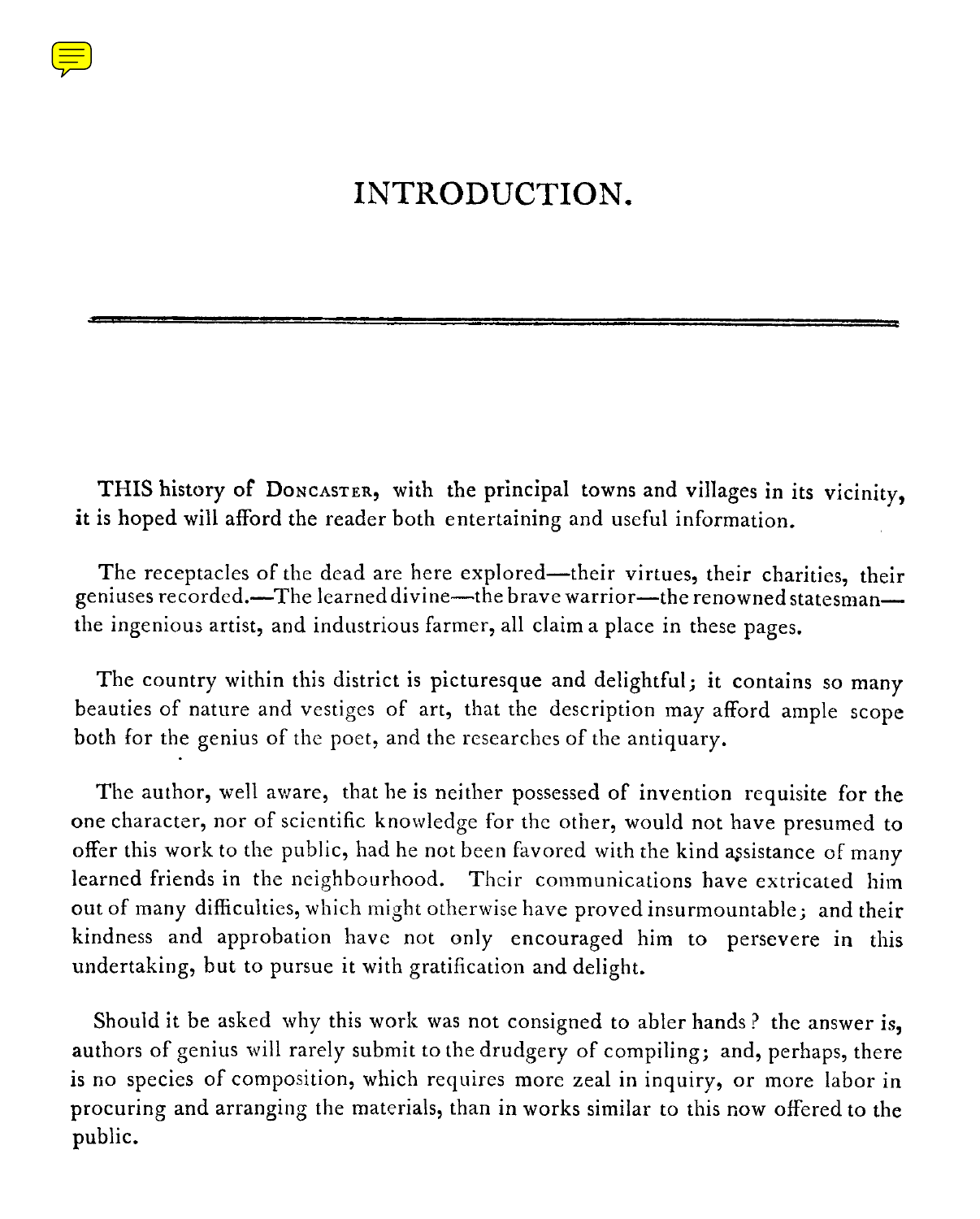# INTRODUCTION.

THIS history of Doncaster, with the principal towns and villages in its vicinity, it is hoped will afford the reader both entertaining and useful information.

The receptacles of the dead are here explored—their virtues, their charities, their geniuses recorded.—The learned divine—the brave warrior—the renowned statesman—the ingenious artist, and industrious farmer, all claim a place in these pages.

The country within this district is picturesque and delightful; it contains so many beauties of nature and vestiges of art, that the description may afford ample scope both for the genius of the poet, and the researches of the antiquary.

The author, well aware, that he is neither possessed of invention requisite for the one character, nor of scientific knowledge for the other, would not have presumed to offer this work to the public, had he not been favored with the kind assistance of many learned friends in the neighbourhood. Their communications have extricated him out of many difficulties, which might otherwise have proved insurmountable; and their kindness and approbation have not only encouraged him to persevere in this undertaking, but to pursue it with gratification and delight.

Should it be asked why this work was not consigned to abler hands? the answer is, authors of genius will rarely submit to the drudgery of compiling; and, perhaps, there is no species of composition, which requires more zeal in inquiry, or more labor in procuring and arranging the materials, than in works similar to this now offered to the public.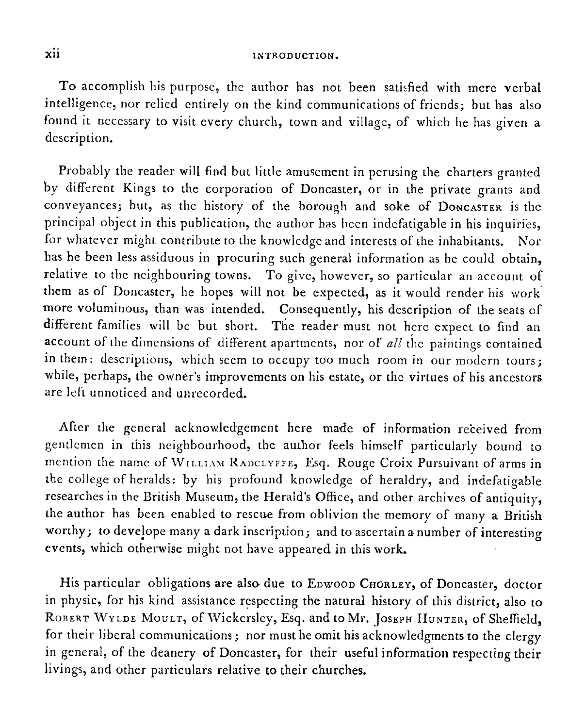To accomplish his purpose, the author has not been satisfied with mere verbal intelligence, nor relied entirely on the kind communications of friends; but has also found it necessary to visit every church, town and village, of which he has given a description.

Probably the reader will find but little amusement in perusing the charters granted by different Kings to the corporation of Doncaster, or in the private grants and conveyances; but, as the history of the borough and soke of DONCASTER is the principal object in this publication, the author has been indefatigable in his inquiries, for whatever might contribute to the knowledge and interests of the inhabitants. Nor has he been less assiduous in procuring such general information as he could obtain, relative to the neighbouring towns. To give, however, so particular an account of them as of Doncaster, he hopes will not be expected, as it would render his work more voluminous, than was intended. Consequently, his description of the seats of different families will be but short. The reader must not here expect to find an account of the dimensions of different apartments, nor of *all* the paintings contained in them: descriptions, which seem to occupy too much room in our modern tours; while, perhaps, the owner's improvements on his estate, or the virtues of his ancestors are left unnoticed and unrecorded.

After the general acknowledgement here made of information received from gentlemen in this neighbourhood, the author feels himself particularly bound to mention the name of WILLIAM RADCLYFFE, Esq. Rouge Croix Pursuivant of arms in the college of heralds: by his profound knowledge of heraldry, and indefatigable researches in the British Museum, the Herald's Office, and other archives of antiquity, the author has been enabled to rescue from oblivion the memory of many a British worthy; to develope many a dark inscription; and to ascertain a number of interesting events, which otherwise might not have appeared in this work.

His particular obligations are also due to EDWOOD CHORLEY, of Doncaster, doctor in physic, for his kind assistance respecting the natural history of this district, also to ROBERT WYLDE MOULT, of Wickersley, Esq. and to Mr. JOSEPH HUNTER, of Sheffield, for their liberal communications; nor must he omit his acknowledgments to the clergy in general, of the deanery of Doncaster, for their useful information respecting their livings, and other particulars relative to their churches.